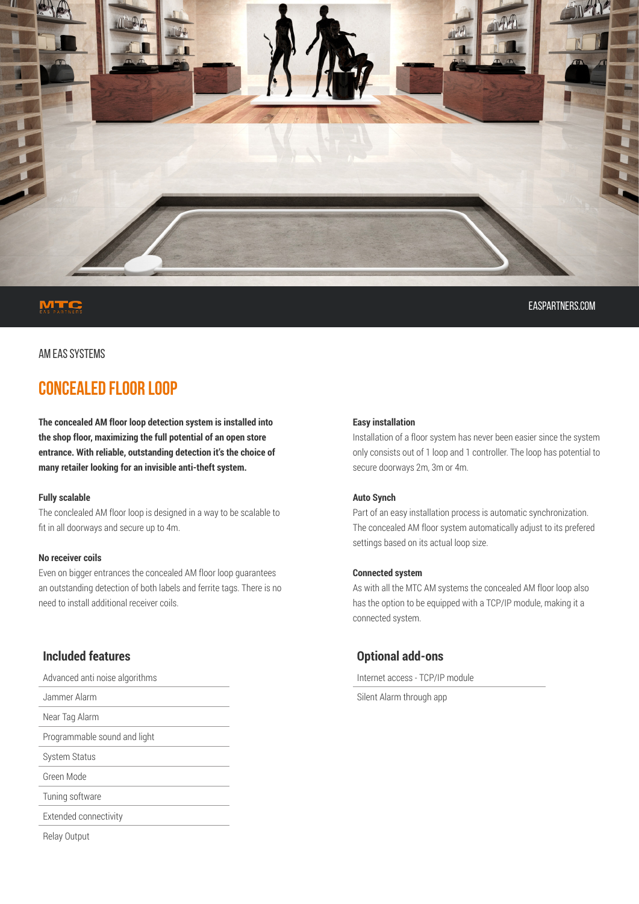MTC EAS PARTNERS

EASPARTNERS.COM

AM EAS SYSTEMS

# CONCEALED FLOOR LOOP

**The concealed AM floor loop detection system is installed into the shop floor, maximizing the full potential of an open store entrance. With reliable, outstanding detection it's the choice of many retailer looking for an invisible anti-theft system.**

### Fully scalable

The conclealed AM floor loop is designed in a way to be scalable to fit in all doorways and secure up to 4m.

### No receiver coils

Even on bigger entrances the concealed AM floor loop guarantees an outstanding detection of both labels and ferrite tags. There is no need to install additional receiver coils.

### Easy installation

Installation of a floor system has never been easier since the system only consists out of 1 loop and 1 controller. The loop has potential to secure doorways 2m, 3m or 4m.

### Auto Synch

Part of an easy installation process is automatic synchronization. The concealed AM floor system automatically adjust to its prefered settings based on its actual loop size.

### Connected system

As with all the MTC AM systems the concealed AM floor loop also has the option to be equipped with a TCP/IP module, making it a connected system.

## Included features

- Advanced anti noise algorithms
- Jammer Alarm
- Near Tag Alarm
- Programmable sound and light
- System Status
- Green Mode
- Tuning software
- Extended connectivity
- Relay Output

## Optional add-ons

- Internet access - TCP/IP module
- Silent Alarm through app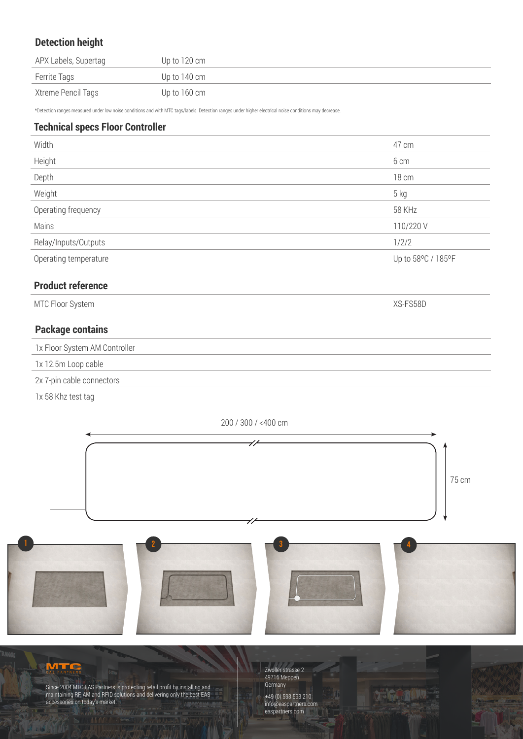## Detection height

| | |
|---|---|
| APX Labels, Supertag | Up to 120 cm |
| Ferrite Tags | Up to 140 cm |
| Xtreme Pencil Tags | Up to 160 cm |

*Detection ranges measured under low noise conditions and with MTC tags/labels. Detection ranges under higher electrical noise conditions may decrease.

## Technical specs Floor Controller

| | |
|---|---|
| Width | 47 cm |
| Height | 6 cm |
| Depth | 18 cm |
| Weight | 5 kg |
| Operating frequency | 58 KHz |
| Mains | 110/220 V |
| Relay/Inputs/Outputs | 1/2/2 |
| Operating temperature | Up to 58ºC / 185ºF |

## Product reference

| | |
|---|---|
| MTC Floor System | XS-FS58D |

## Package contains

- 1x Floor System AM Controller
- 1x 12.5m Loop cable
- 2x 7-pin cable connectors
- 1x 58 Khz test tag

200 / 300 / <400 cm

75 cm

1

2

3

4

Since 2004 MTC EAS Partners is protecting retail profit by installing and maintaining RF, AM and RFID solutions and delivering only the best EAS accessories on today's market.

Zwoller strasse 2
49716 Meppen
Germany

+49 (0) 593 593 210
info@easpartners.com
easpartners.com